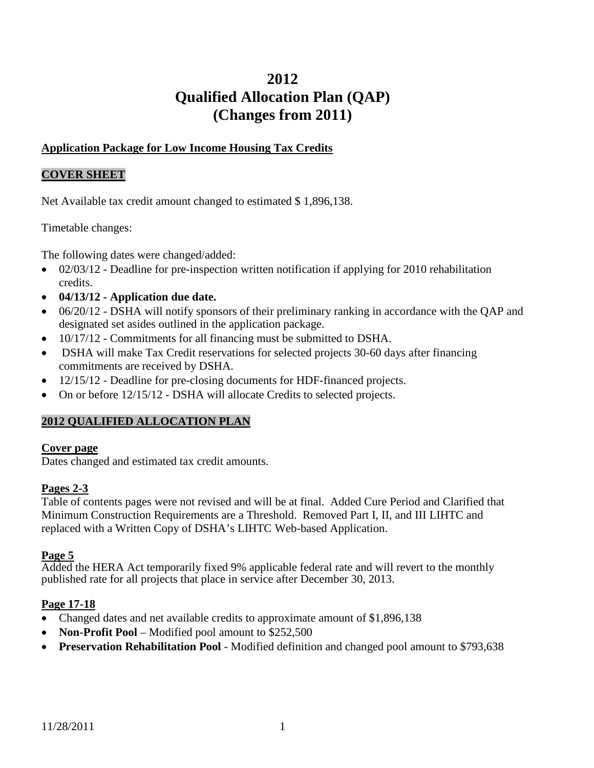# 2012
# Qualified Allocation Plan (QAP)
# (Changes from 2011)

**Application Package for Low Income Housing Tax Credits**

## COVER SHEET

Net Available tax credit amount changed to estimated $ 1,896,138.

Timetable changes:

The following dates were changed/added:

- 02/03/12 - Deadline for pre-inspection written notification if applying for 2010 rehabilitation credits.
- **04/13/12 - Application due date.**
- 06/20/12 - DSHA will notify sponsors of their preliminary ranking in accordance with the QAP and designated set asides outlined in the application package.
- 10/17/12 - Commitments for all financing must be submitted to DSHA.
- DSHA will make Tax Credit reservations for selected projects 30-60 days after financing commitments are received by DSHA.
- 12/15/12 - Deadline for pre-closing documents for HDF-financed projects.
- On or before 12/15/12 - DSHA will allocate Credits to selected projects.

## 2012 QUALIFIED ALLOCATION PLAN

### Cover page

Dates changed and estimated tax credit amounts.

### Pages 2-3

Table of contents pages were not revised and will be at final. Added Cure Period and Clarified that Minimum Construction Requirements are a Threshold. Removed Part I, II, and III LIHTC and replaced with a Written Copy of DSHA's LIHTC Web-based Application.

### Page 5

Added the HERA Act temporarily fixed 9% applicable federal rate and will revert to the monthly published rate for all projects that place in service after December 30, 2013.

### Page 17-18

- Changed dates and net available credits to approximate amount of $1,896,138
- **Non-Profit Pool** – Modified pool amount to $252,500
- **Preservation Rehabilitation Pool** - Modified definition and changed pool amount to $793,638

11/28/2011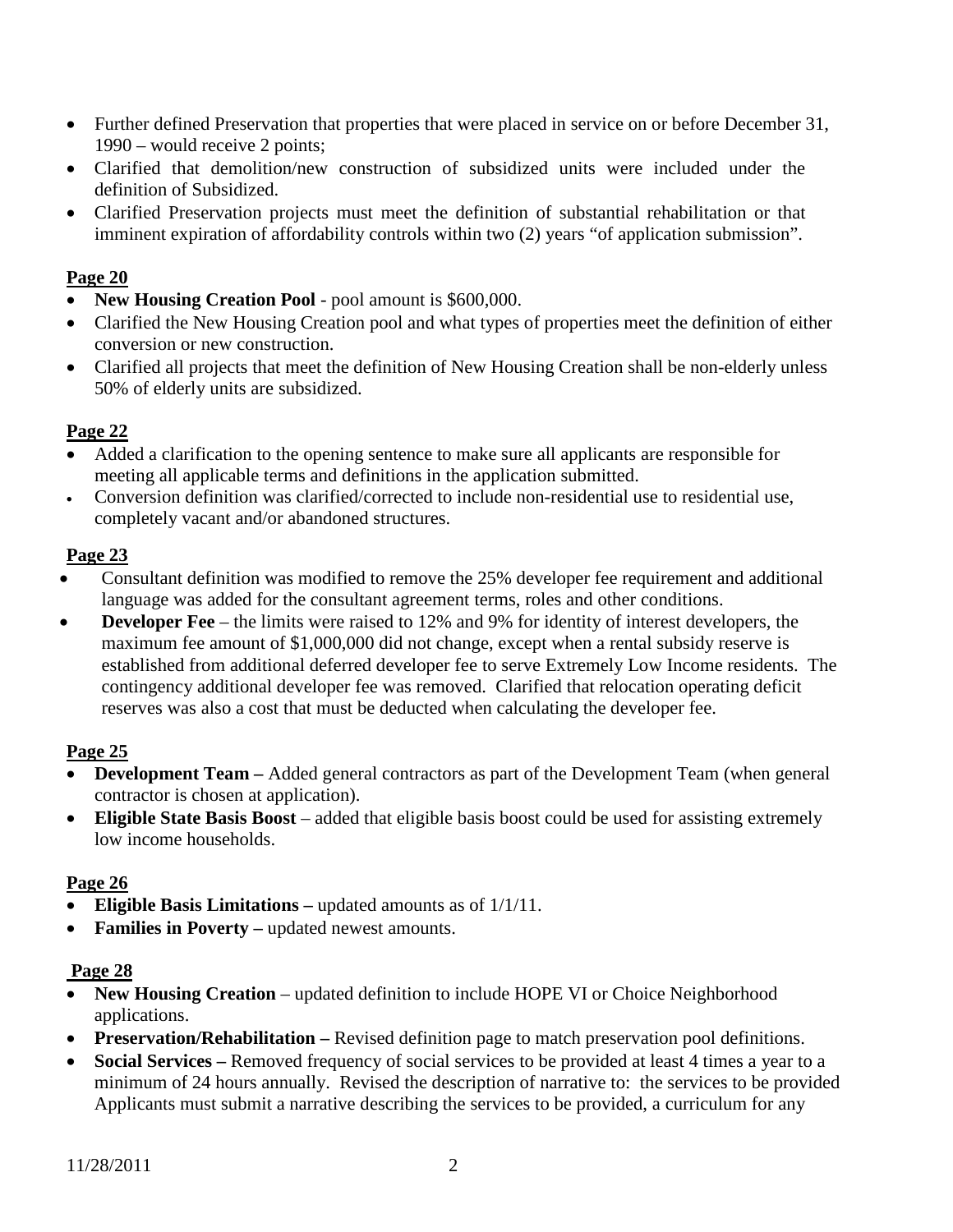- Further defined Preservation that properties that were placed in service on or before December 31, 1990 – would receive 2 points;
- Clarified that demolition/new construction of subsidized units were included under the definition of Subsidized.
- Clarified Preservation projects must meet the definition of substantial rehabilitation or that imminent expiration of affordability controls within two (2) years "of application submission".

**Page 20**

- **New Housing Creation Pool** - pool amount is $600,000.
- Clarified the New Housing Creation pool and what types of properties meet the definition of either conversion or new construction.
- Clarified all projects that meet the definition of New Housing Creation shall be non-elderly unless 50% of elderly units are subsidized.

**Page 22**

- Added a clarification to the opening sentence to make sure all applicants are responsible for meeting all applicable terms and definitions in the application submitted.
- Conversion definition was clarified/corrected to include non-residential use to residential use, completely vacant and/or abandoned structures.

**Page 23**

- Consultant definition was modified to remove the 25% developer fee requirement and additional language was added for the consultant agreement terms, roles and other conditions.
- **Developer Fee** – the limits were raised to 12% and 9% for identity of interest developers, the maximum fee amount of $1,000,000 did not change, except when a rental subsidy reserve is established from additional deferred developer fee to serve Extremely Low Income residents. The contingency additional developer fee was removed. Clarified that relocation operating deficit reserves was also a cost that must be deducted when calculating the developer fee.

**Page 25**

- **Development Team –** Added general contractors as part of the Development Team (when general contractor is chosen at application).
- **Eligible State Basis Boost** – added that eligible basis boost could be used for assisting extremely low income households.

**Page 26**

- **Eligible Basis Limitations –** updated amounts as of 1/1/11.
- **Families in Poverty –** updated newest amounts.

**Page 28**

- **New Housing Creation** – updated definition to include HOPE VI or Choice Neighborhood applications.
- **Preservation/Rehabilitation –** Revised definition page to match preservation pool definitions.
- **Social Services –** Removed frequency of social services to be provided at least 4 times a year to a minimum of 24 hours annually. Revised the description of narrative to: the services to be provided Applicants must submit a narrative describing the services to be provided, a curriculum for any

11/28/2011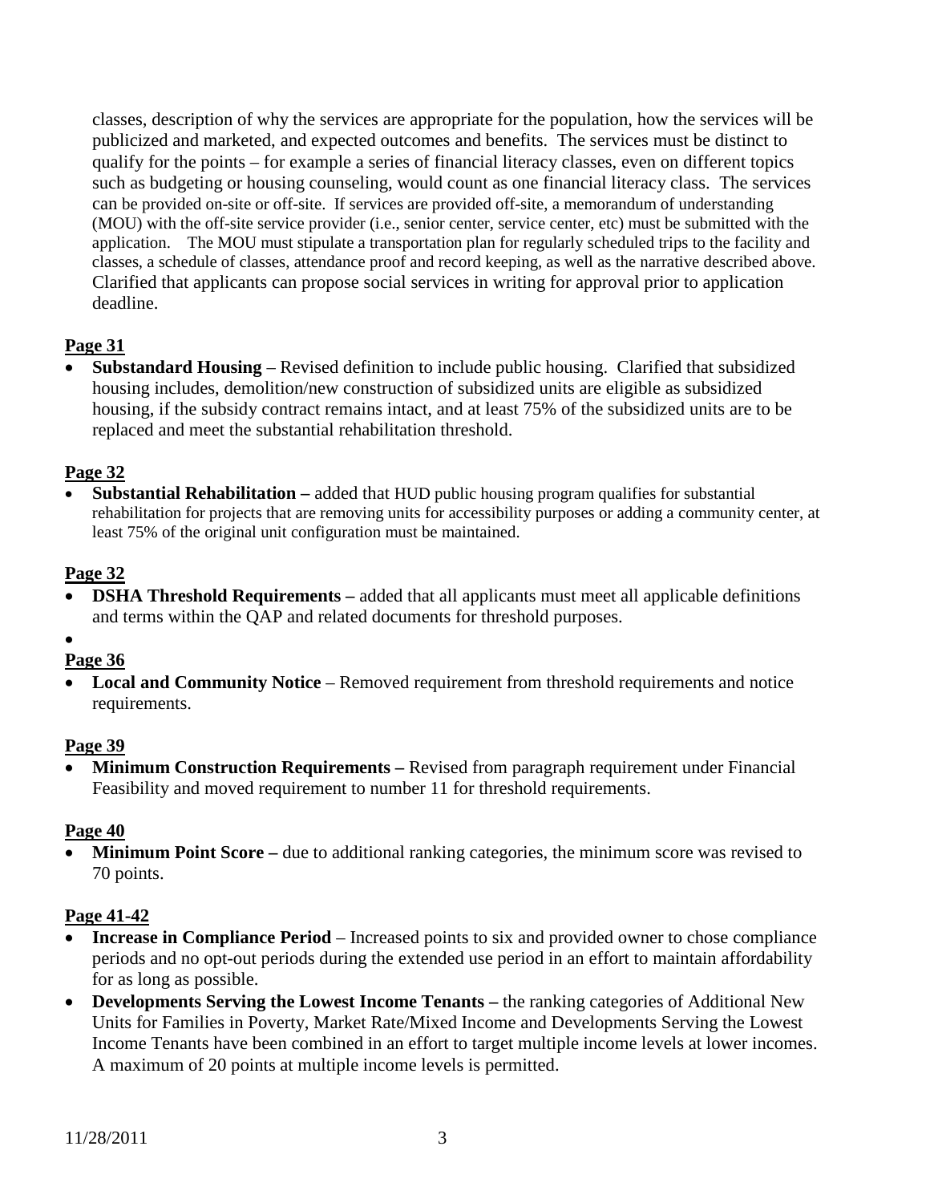classes, description of why the services are appropriate for the population, how the services will be publicized and marketed, and expected outcomes and benefits. The services must be distinct to qualify for the points – for example a series of financial literacy classes, even on different topics such as budgeting or housing counseling, would count as one financial literacy class. The services can be provided on-site or off-site. If services are provided off-site, a memorandum of understanding (MOU) with the off-site service provider (i.e., senior center, service center, etc) must be submitted with the application. The MOU must stipulate a transportation plan for regularly scheduled trips to the facility and classes, a schedule of classes, attendance proof and record keeping, as well as the narrative described above. Clarified that applicants can propose social services in writing for approval prior to application deadline.

**Page 31**

- **Substandard Housing** – Revised definition to include public housing. Clarified that subsidized housing includes, demolition/new construction of subsidized units are eligible as subsidized housing, if the subsidy contract remains intact, and at least 75% of the subsidized units are to be replaced and meet the substantial rehabilitation threshold.

**Page 32**

- **Substantial Rehabilitation –** added that HUD public housing program qualifies for substantial rehabilitation for projects that are removing units for accessibility purposes or adding a community center, at least 75% of the original unit configuration must be maintained.

**Page 32**

- **DSHA Threshold Requirements –** added that all applicants must meet all applicable definitions and terms within the QAP and related documents for threshold purposes.
- 

**Page 36**

- **Local and Community Notice** – Removed requirement from threshold requirements and notice requirements.

**Page 39**

- **Minimum Construction Requirements –** Revised from paragraph requirement under Financial Feasibility and moved requirement to number 11 for threshold requirements.

**Page 40**

- **Minimum Point Score –** due to additional ranking categories, the minimum score was revised to 70 points.

**Page 41-42**

- **Increase in Compliance Period** – Increased points to six and provided owner to chose compliance periods and no opt-out periods during the extended use period in an effort to maintain affordability for as long as possible.
- **Developments Serving the Lowest Income Tenants –** the ranking categories of Additional New Units for Families in Poverty, Market Rate/Mixed Income and Developments Serving the Lowest Income Tenants have been combined in an effort to target multiple income levels at lower incomes. A maximum of 20 points at multiple income levels is permitted.

11/28/2011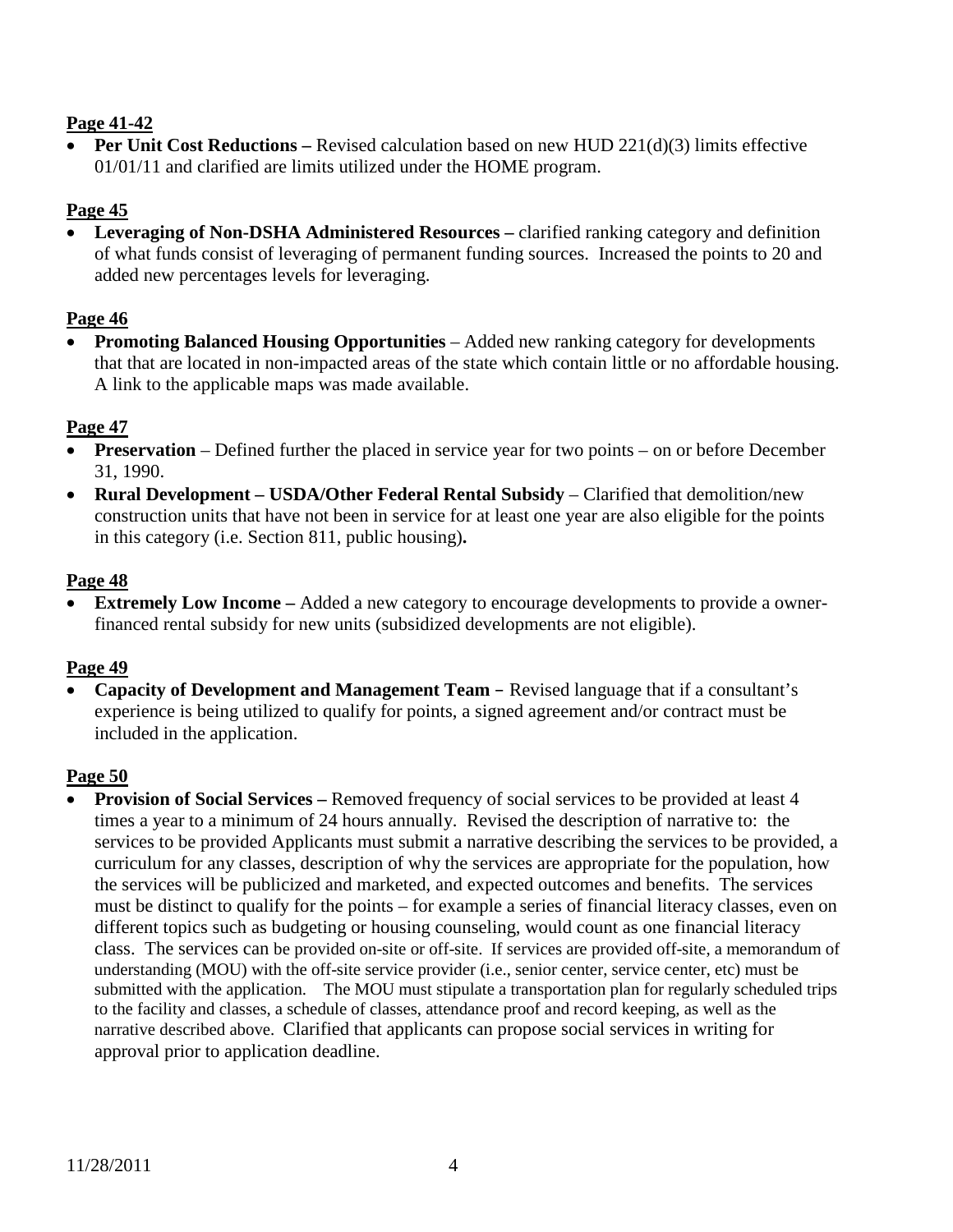**Page 41-42**

- **Per Unit Cost Reductions –** Revised calculation based on new HUD 221(d)(3) limits effective 01/01/11 and clarified are limits utilized under the HOME program.

**Page 45**

- **Leveraging of Non-DSHA Administered Resources –** clarified ranking category and definition of what funds consist of leveraging of permanent funding sources. Increased the points to 20 and added new percentages levels for leveraging.

**Page 46**

- **Promoting Balanced Housing Opportunities** – Added new ranking category for developments that that are located in non-impacted areas of the state which contain little or no affordable housing. A link to the applicable maps was made available.

**Page 47**

- **Preservation** – Defined further the placed in service year for two points – on or before December 31, 1990.
- **Rural Development – USDA/Other Federal Rental Subsidy** – Clarified that demolition/new construction units that have not been in service for at least one year are also eligible for the points in this category (i.e. Section 811, public housing)**.**

**Page 48**

- **Extremely Low Income –** Added a new category to encourage developments to provide a owner-financed rental subsidy for new units (subsidized developments are not eligible).

**Page 49**

- **Capacity of Development and Management Team** – Revised language that if a consultant's experience is being utilized to qualify for points, a signed agreement and/or contract must be included in the application.

**Page 50**

- **Provision of Social Services –** Removed frequency of social services to be provided at least 4 times a year to a minimum of 24 hours annually. Revised the description of narrative to: the services to be provided Applicants must submit a narrative describing the services to be provided, a curriculum for any classes, description of why the services are appropriate for the population, how the services will be publicized and marketed, and expected outcomes and benefits. The services must be distinct to qualify for the points – for example a series of financial literacy classes, even on different topics such as budgeting or housing counseling, would count as one financial literacy class. The services can be provided on-site or off-site. If services are provided off-site, a memorandum of understanding (MOU) with the off-site service provider (i.e., senior center, service center, etc) must be submitted with the application. The MOU must stipulate a transportation plan for regularly scheduled trips to the facility and classes, a schedule of classes, attendance proof and record keeping, as well as the narrative described above. Clarified that applicants can propose social services in writing for approval prior to application deadline.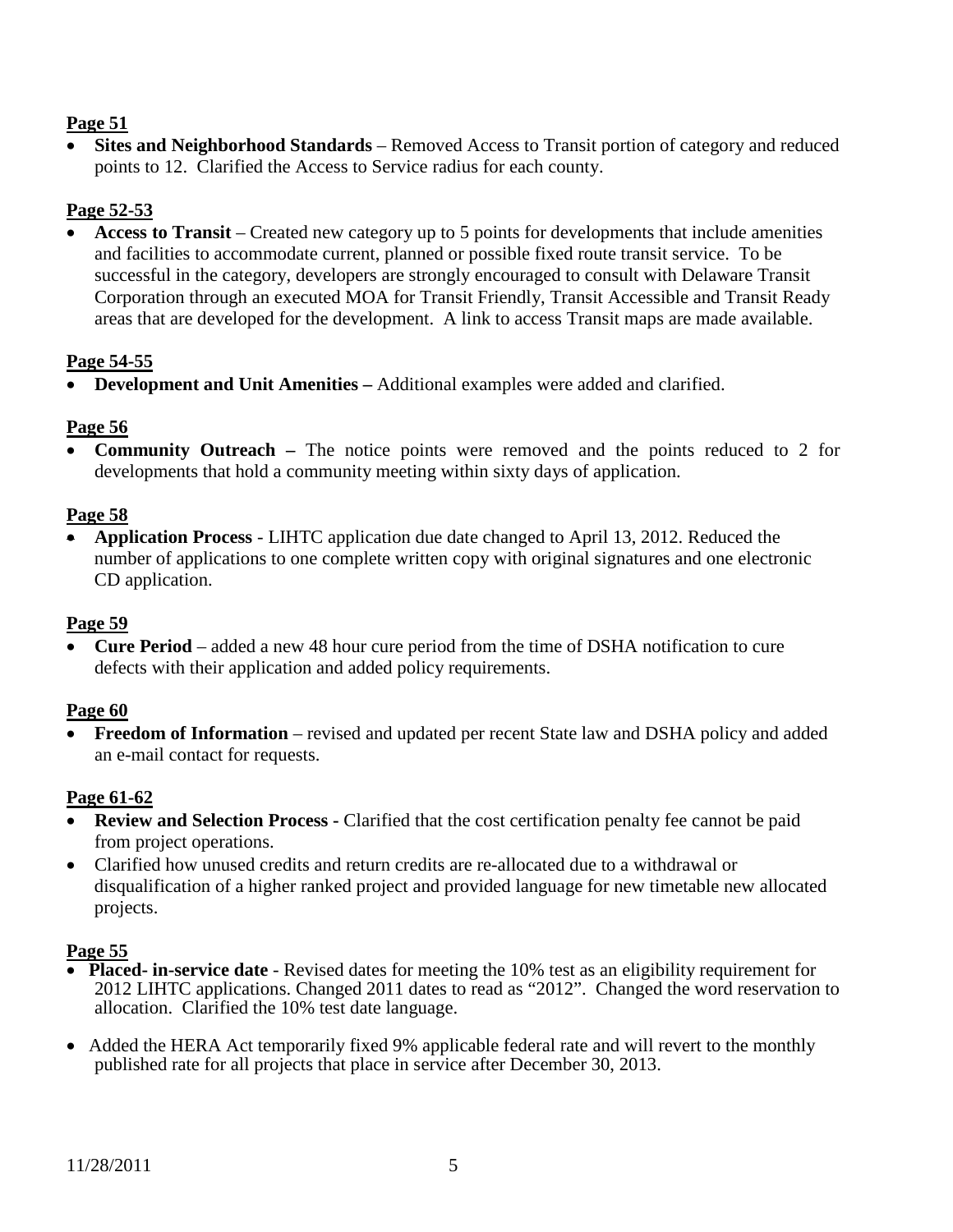**Page 51**

- **Sites and Neighborhood Standards** – Removed Access to Transit portion of category and reduced points to 12. Clarified the Access to Service radius for each county.

**Page 52-53**

- **Access to Transit** – Created new category up to 5 points for developments that include amenities and facilities to accommodate current, planned or possible fixed route transit service. To be successful in the category, developers are strongly encouraged to consult with Delaware Transit Corporation through an executed MOA for Transit Friendly, Transit Accessible and Transit Ready areas that are developed for the development. A link to access Transit maps are made available.

**Page 54-55**

- **Development and Unit Amenities –** Additional examples were added and clarified.

**Page 56**

- **Community Outreach –** The notice points were removed and the points reduced to 2 for developments that hold a community meeting within sixty days of application.

**Page 58**

- **Application Process** - LIHTC application due date changed to April 13, 2012. Reduced the number of applications to one complete written copy with original signatures and one electronic CD application.

**Page 59**

- **Cure Period** – added a new 48 hour cure period from the time of DSHA notification to cure defects with their application and added policy requirements.

**Page 60**

- **Freedom of Information** – revised and updated per recent State law and DSHA policy and added an e-mail contact for requests.

**Page 61-62**

- **Review and Selection Process -** Clarified that the cost certification penalty fee cannot be paid from project operations.
- Clarified how unused credits and return credits are re-allocated due to a withdrawal or disqualification of a higher ranked project and provided language for new timetable new allocated projects.

**Page 55**

- **Placed- in-service date** - Revised dates for meeting the 10% test as an eligibility requirement for 2012 LIHTC applications. Changed 2011 dates to read as "2012". Changed the word reservation to allocation. Clarified the 10% test date language.
- Added the HERA Act temporarily fixed 9% applicable federal rate and will revert to the monthly published rate for all projects that place in service after December 30, 2013.

11/28/2011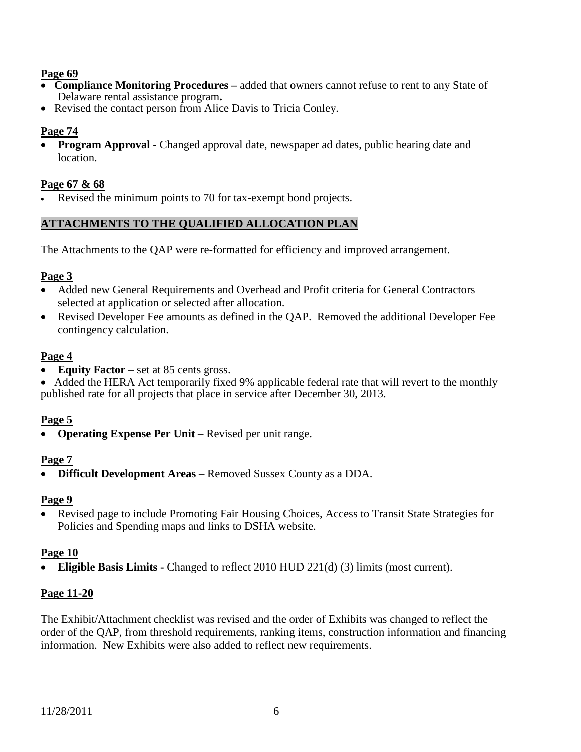**Page 69**

- **Compliance Monitoring Procedures –** added that owners cannot refuse to rent to any State of Delaware rental assistance program**.**
- Revised the contact person from Alice Davis to Tricia Conley.

**Page 74**

- **Program Approval** - Changed approval date, newspaper ad dates, public hearing date and location.

**Page 67 & 68**

- Revised the minimum points to 70 for tax-exempt bond projects.

**ATTACHMENTS TO THE QUALIFIED ALLOCATION PLAN**

The Attachments to the QAP were re-formatted for efficiency and improved arrangement.

**Page 3**

- Added new General Requirements and Overhead and Profit criteria for General Contractors selected at application or selected after allocation.
- Revised Developer Fee amounts as defined in the QAP. Removed the additional Developer Fee contingency calculation.

**Page 4**

- **Equity Factor** – set at 85 cents gross.
- Added the HERA Act temporarily fixed 9% applicable federal rate that will revert to the monthly published rate for all projects that place in service after December 30, 2013.

**Page 5**

- **Operating Expense Per Unit** – Revised per unit range.

**Page 7**

- **Difficult Development Areas** – Removed Sussex County as a DDA.

**Page 9**

- Revised page to include Promoting Fair Housing Choices, Access to Transit State Strategies for Policies and Spending maps and links to DSHA website.

**Page 10**

- **Eligible Basis Limits -** Changed to reflect 2010 HUD 221(d) (3) limits (most current).

**Page 11-20**

The Exhibit/Attachment checklist was revised and the order of Exhibits was changed to reflect the order of the QAP, from threshold requirements, ranking items, construction information and financing information. New Exhibits were also added to reflect new requirements.

11/28/2011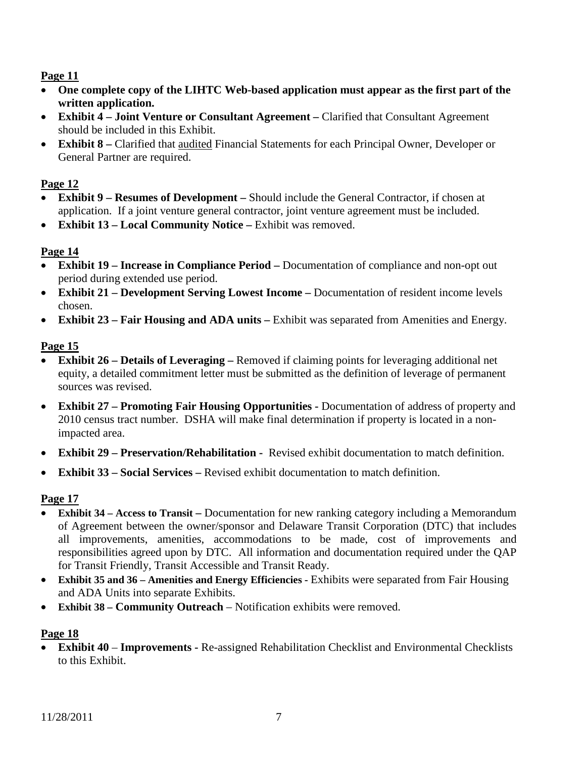**Page 11**

- **One complete copy of the LIHTC Web-based application must appear as the first part of the written application.**
- **Exhibit 4 – Joint Venture or Consultant Agreement –** Clarified that Consultant Agreement should be included in this Exhibit.
- **Exhibit 8 –** Clarified that audited Financial Statements for each Principal Owner, Developer or General Partner are required.

**Page 12**

- **Exhibit 9 – Resumes of Development –** Should include the General Contractor, if chosen at application. If a joint venture general contractor, joint venture agreement must be included.
- **Exhibit 13 – Local Community Notice –** Exhibit was removed.

**Page 14**

- **Exhibit 19 – Increase in Compliance Period –** Documentation of compliance and non-opt out period during extended use period.
- **Exhibit 21 – Development Serving Lowest Income –** Documentation of resident income levels chosen.
- **Exhibit 23 – Fair Housing and ADA units –** Exhibit was separated from Amenities and Energy.

**Page 15**

- **Exhibit 26 – Details of Leveraging –** Removed if claiming points for leveraging additional net equity, a detailed commitment letter must be submitted as the definition of leverage of permanent sources was revised.
- **Exhibit 27 – Promoting Fair Housing Opportunities -** Documentation of address of property and 2010 census tract number. DSHA will make final determination if property is located in a non-impacted area.
- **Exhibit 29 – Preservation/Rehabilitation -** Revised exhibit documentation to match definition.
- **Exhibit 33 – Social Services –** Revised exhibit documentation to match definition.

**Page 17**

- **Exhibit 34 – Access to Transit –** Documentation for new ranking category including a Memorandum of Agreement between the owner/sponsor and Delaware Transit Corporation (DTC) that includes all improvements, amenities, accommodations to be made, cost of improvements and responsibilities agreed upon by DTC. All information and documentation required under the QAP for Transit Friendly, Transit Accessible and Transit Ready.
- **Exhibit 35 and 36 – Amenities and Energy Efficiencies -** Exhibits were separated from Fair Housing and ADA Units into separate Exhibits.
- **Exhibit 38 – Community Outreach** – Notification exhibits were removed.

**Page 18**

- **Exhibit 40** – **Improvements -** Re-assigned Rehabilitation Checklist and Environmental Checklists to this Exhibit.

11/28/2011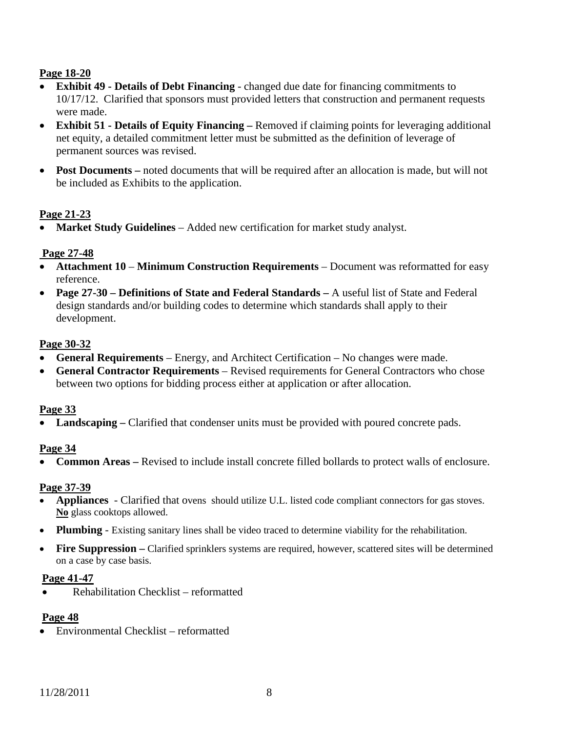**Page 18-20**

- **Exhibit 49 - Details of Debt Financing** - changed due date for financing commitments to 10/17/12. Clarified that sponsors must provided letters that construction and permanent requests were made.
- **Exhibit 51 - Details of Equity Financing –** Removed if claiming points for leveraging additional net equity, a detailed commitment letter must be submitted as the definition of leverage of permanent sources was revised.
- **Post Documents –** noted documents that will be required after an allocation is made, but will not be included as Exhibits to the application.

**Page 21-23**

- **Market Study Guidelines** – Added new certification for market study analyst.

**Page 27-48**

- **Attachment 10** – **Minimum Construction Requirements** – Document was reformatted for easy reference.
- **Page 27-30 – Definitions of State and Federal Standards –** A useful list of State and Federal design standards and/or building codes to determine which standards shall apply to their development.

**Page 30-32**

- **General Requirements** – Energy, and Architect Certification – No changes were made.
- **General Contractor Requirements** – Revised requirements for General Contractors who chose between two options for bidding process either at application or after allocation.

**Page 33**

- **Landscaping –** Clarified that condenser units must be provided with poured concrete pads.

**Page 34**

- **Common Areas –** Revised to include install concrete filled bollards to protect walls of enclosure.

**Page 37-39**

- **Appliances** - Clarified that ovens should utilize U.L. listed code compliant connectors for gas stoves. **No** glass cooktops allowed.
- **Plumbing** - Existing sanitary lines shall be video traced to determine viability for the rehabilitation.
- **Fire Suppression –** Clarified sprinklers systems are required, however, scattered sites will be determined on a case by case basis.

**Page 41-47**

- Rehabilitation Checklist – reformatted

**Page 48**

- Environmental Checklist – reformatted

11/28/2011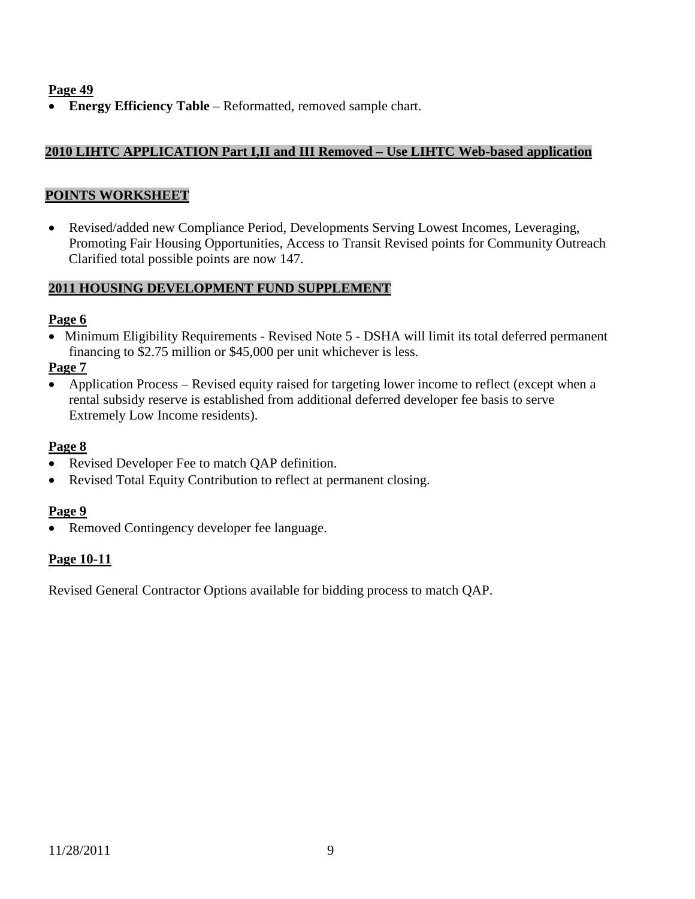**Page 49**

- **Energy Efficiency Table** – Reformatted, removed sample chart.

## 2010 LIHTC APPLICATION Part I,II and III Removed – Use LIHTC Web-based application

## POINTS WORKSHEET

- Revised/added new Compliance Period, Developments Serving Lowest Incomes, Leveraging, Promoting Fair Housing Opportunities, Access to Transit Revised points for Community Outreach Clarified total possible points are now 147.

## 2011 HOUSING DEVELOPMENT FUND SUPPLEMENT

**Page 6**

- Minimum Eligibility Requirements - Revised Note 5 - DSHA will limit its total deferred permanent financing to $2.75 million or $45,000 per unit whichever is less.

**Page 7**

- Application Process – Revised equity raised for targeting lower income to reflect (except when a rental subsidy reserve is established from additional deferred developer fee basis to serve Extremely Low Income residents).

**Page 8**

- Revised Developer Fee to match QAP definition.
- Revised Total Equity Contribution to reflect at permanent closing.

**Page 9**

- Removed Contingency developer fee language.

**Page 10-11**

Revised General Contractor Options available for bidding process to match QAP.

11/28/2011